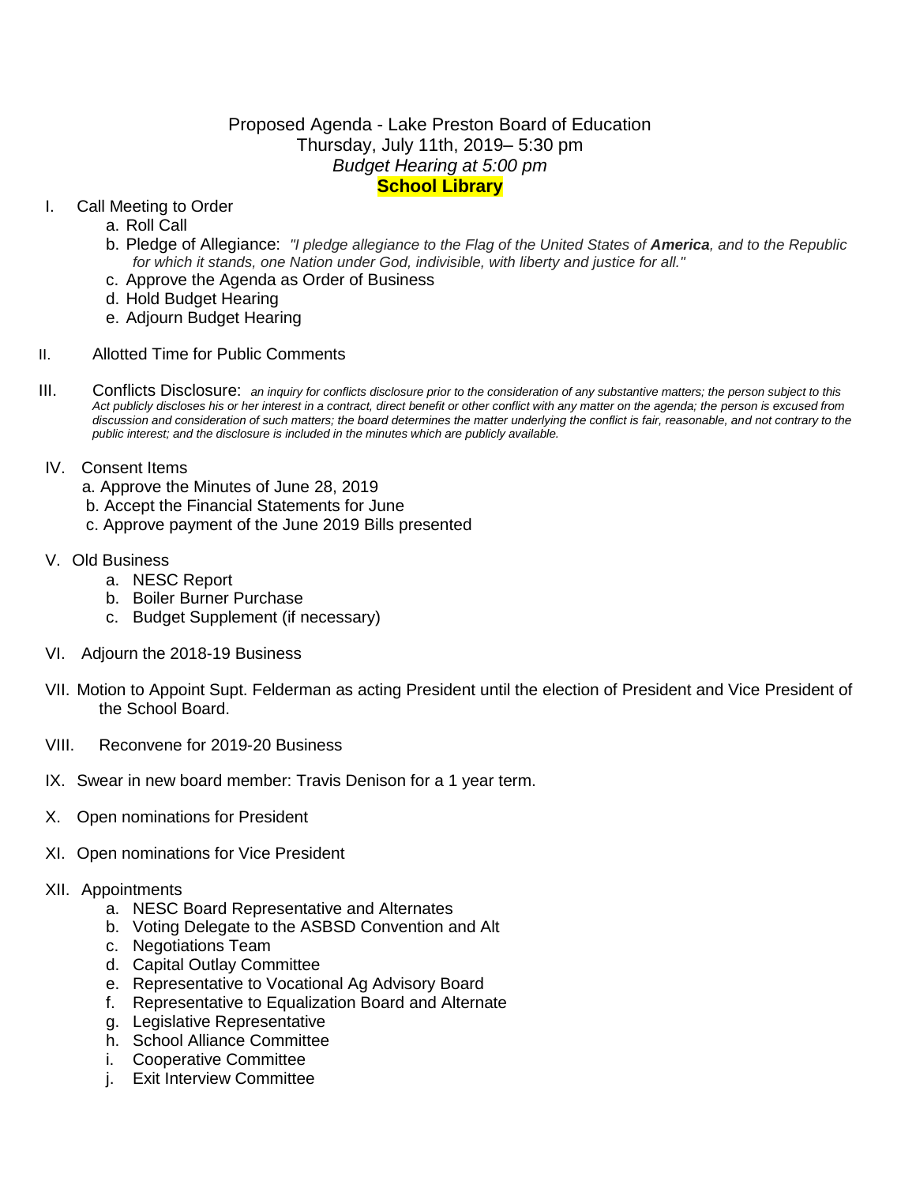# Proposed Agenda - Lake Preston Board of Education

Thursday, July 11th, 2019– 5:30 pm

*Budget Hearing at 5:00 pm*

**School Library**

I. Call Meeting to Order
   a. Roll Call
   b. Pledge of Allegiance: *"I pledge allegiance to the Flag of the United States of **America**, and to the Republic for which it stands, one Nation under God, indivisible, with liberty and justice for all."*
   c. Approve the Agenda as Order of Business
   d. Hold Budget Hearing
   e. Adjourn Budget Hearing

II. Allotted Time for Public Comments

III. Conflicts Disclosure: *an inquiry for conflicts disclosure prior to the consideration of any substantive matters; the person subject to this Act publicly discloses his or her interest in a contract, direct benefit or other conflict with any matter on the agenda; the person is excused from discussion and consideration of such matters; the board determines the matter underlying the conflict is fair, reasonable, and not contrary to the public interest; and the disclosure is included in the minutes which are publicly available.*

IV. Consent Items
   a. Approve the Minutes of June 28, 2019
   b. Accept the Financial Statements for June
   c. Approve payment of the June 2019 Bills presented

V. Old Business
   a. NESC Report
   b. Boiler Burner Purchase
   c. Budget Supplement (if necessary)

VI. Adjourn the 2018-19 Business

VII. Motion to Appoint Supt. Felderman as acting President until the election of President and Vice President of the School Board.

VIII. Reconvene for 2019-20 Business

IX. Swear in new board member: Travis Denison for a 1 year term.

X. Open nominations for President

XI. Open nominations for Vice President

XII. Appointments
   a. NESC Board Representative and Alternates
   b. Voting Delegate to the ASBSD Convention and Alt
   c. Negotiations Team
   d. Capital Outlay Committee
   e. Representative to Vocational Ag Advisory Board
   f. Representative to Equalization Board and Alternate
   g. Legislative Representative
   h. School Alliance Committee
   i. Cooperative Committee
   j. Exit Interview Committee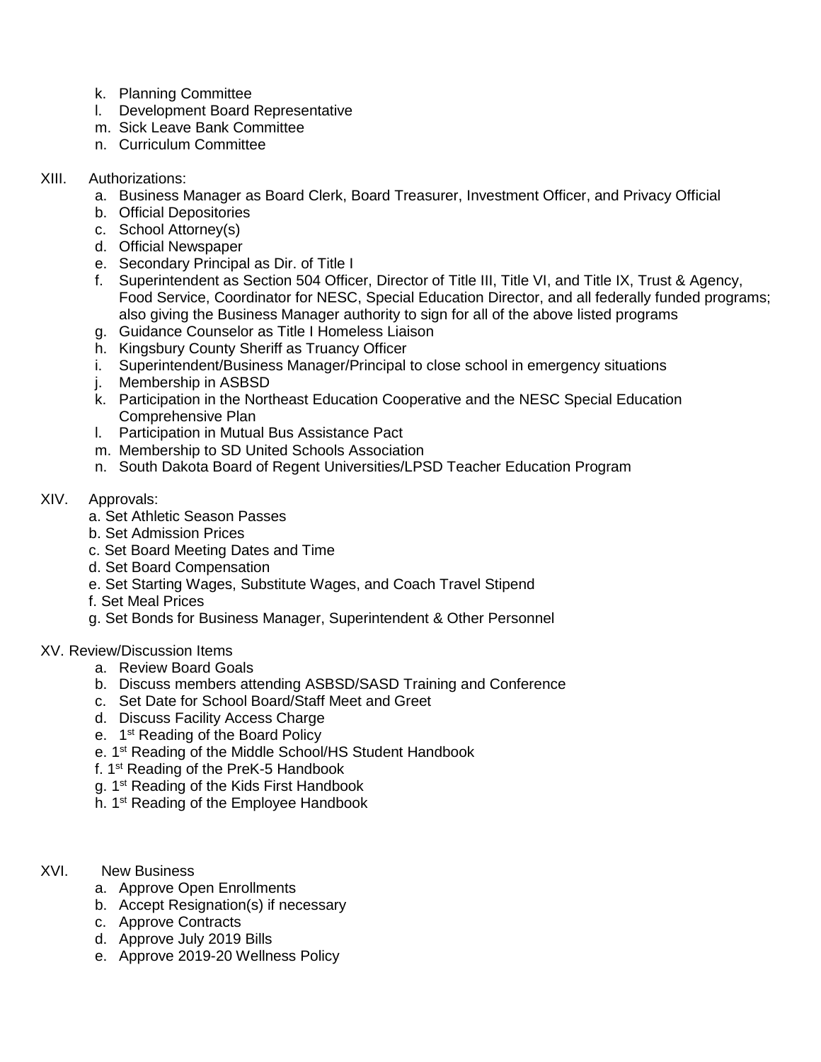k. Planning Committee
l. Development Board Representative
m. Sick Leave Bank Committee
n. Curriculum Committee

XIII. Authorizations:

a. Business Manager as Board Clerk, Board Treasurer, Investment Officer, and Privacy Official
b. Official Depositories
c. School Attorney(s)
d. Official Newspaper
e. Secondary Principal as Dir. of Title I
f. Superintendent as Section 504 Officer, Director of Title III, Title VI, and Title IX, Trust & Agency, Food Service, Coordinator for NESC, Special Education Director, and all federally funded programs; also giving the Business Manager authority to sign for all of the above listed programs
g. Guidance Counselor as Title I Homeless Liaison
h. Kingsbury County Sheriff as Truancy Officer
i. Superintendent/Business Manager/Principal to close school in emergency situations
j. Membership in ASBSD
k. Participation in the Northeast Education Cooperative and the NESC Special Education Comprehensive Plan
l. Participation in Mutual Bus Assistance Pact
m. Membership to SD United Schools Association
n. South Dakota Board of Regent Universities/LPSD Teacher Education Program

XIV. Approvals:

a. Set Athletic Season Passes
b. Set Admission Prices
c. Set Board Meeting Dates and Time
d. Set Board Compensation
e. Set Starting Wages, Substitute Wages, and Coach Travel Stipend
f. Set Meal Prices
g. Set Bonds for Business Manager, Superintendent & Other Personnel

XV. Review/Discussion Items

a. Review Board Goals
b. Discuss members attending ASBSD/SASD Training and Conference
c. Set Date for School Board/Staff Meet and Greet
d. Discuss Facility Access Charge
e. 1st Reading of the Board Policy
e. 1st Reading of the Middle School/HS Student Handbook
f. 1st Reading of the PreK-5 Handbook
g. 1st Reading of the Kids First Handbook
h. 1st Reading of the Employee Handbook

XVI. New Business

a. Approve Open Enrollments
b. Accept Resignation(s) if necessary
c. Approve Contracts
d. Approve July 2019 Bills
e. Approve 2019-20 Wellness Policy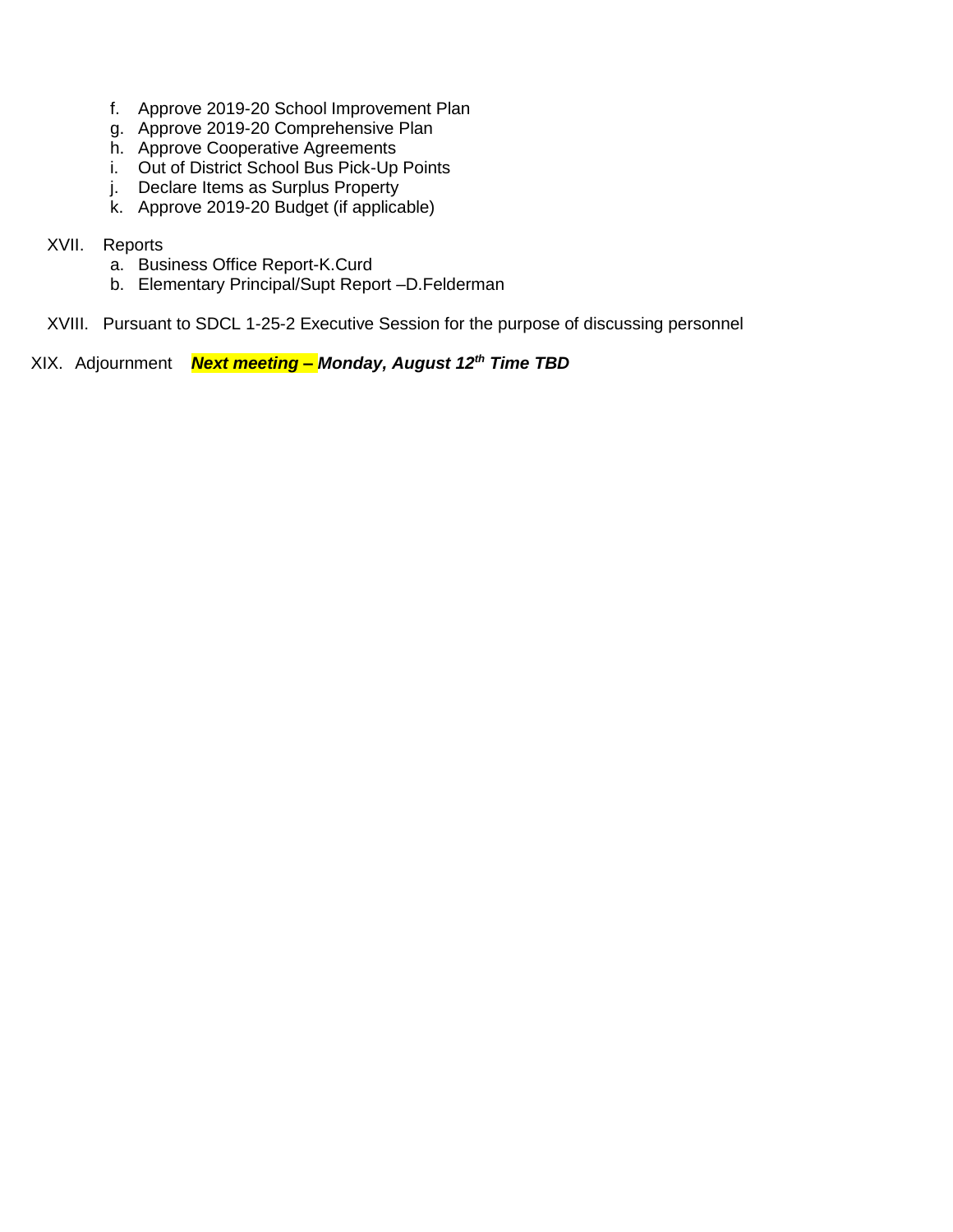f. Approve 2019-20 School Improvement Plan
g. Approve 2019-20 Comprehensive Plan
h. Approve Cooperative Agreements
i. Out of District School Bus Pick-Up Points
j. Declare Items as Surplus Property
k. Approve 2019-20 Budget (if applicable)

XVII. Reports

a. Business Office Report-K.Curd
b. Elementary Principal/Supt Report –D.Felderman

XVIII. Pursuant to SDCL 1-25-2 Executive Session for the purpose of discussing personnel

XIX. Adjournment ***Next meeting – Monday, August 12th Time TBD***